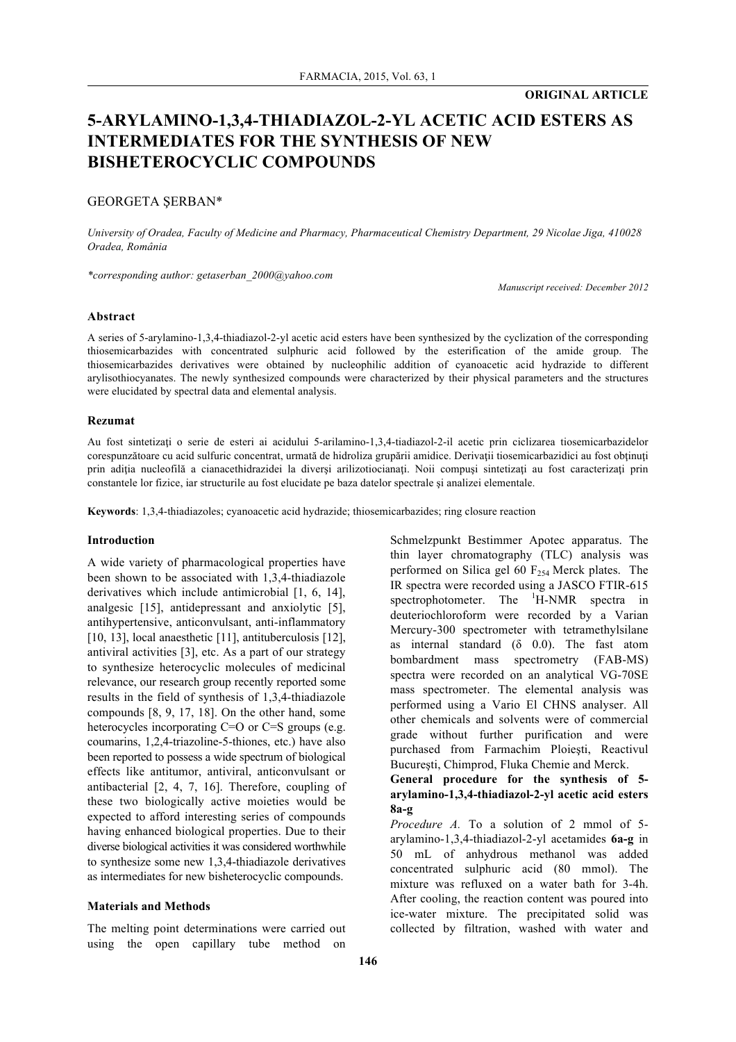**ORIGINAL ARTICLE**

# 5-ARYLAMINO-1,3,4-THIADIAZOL-2-YL ACETIC ACID ESTERS AS INTERMEDIATES FOR THE SYNTHESIS OF NEW BISHETEROCYCLIC COMPOUNDS

GEORGETA ŞERBAN*

*University of Oradea, Faculty of Medicine and Pharmacy, Pharmaceutical Chemistry Department, 29 Nicolae Jiga, 410028 Oradea, România*

*\*corresponding author: getaserban_2000@yahoo.com*

*Manuscript received: December 2012*

### Abstract

A series of 5-arylamino-1,3,4-thiadiazol-2-yl acetic acid esters have been synthesized by the cyclization of the corresponding thiosemicarbazides with concentrated sulphuric acid followed by the esterification of the amide group. The thiosemicarbazides derivatives were obtained by nucleophilic addition of cyanoacetic acid hydrazide to different arylisothiocyanates. The newly synthesized compounds were characterized by their physical parameters and the structures were elucidated by spectral data and elemental analysis.

### Rezumat

Au fost sintetizaţi o serie de esteri ai acidului 5-arilamino-1,3,4-tiadiazol-2-il acetic prin ciclizarea tiosemicarbazidelor corespunzătoare cu acid sulfuric concentrat, urmată de hidroliza grupării amidice. Derivaţii tiosemicarbazidici au fost obţinuţi prin adiţia nucleofilă a cianacethidrazidei la diverşi arilizotiocianaţi. Noii compuşi sintetizaţi au fost caracterizaţi prin constantele lor fizice, iar structurile au fost elucidate pe baza datelor spectrale şi analizei elementale.

**Keywords**: 1,3,4-thiadiazoles; cyanoacetic acid hydrazide; thiosemicarbazides; ring closure reaction

### Introduction

A wide variety of pharmacological properties have been shown to be associated with 1,3,4-thiadiazole derivatives which include antimicrobial [1, 6, 14], analgesic [15], antidepressant and anxiolytic [5], antihypertensive, anticonvulsant, anti-inflammatory [10, 13], local anaesthetic [11], antituberculosis [12], antiviral activities [3], etc. As a part of our strategy to synthesize heterocyclic molecules of medicinal relevance, our research group recently reported some results in the field of synthesis of 1,3,4-thiadiazole compounds [8, 9, 17, 18]. On the other hand, some heterocycles incorporating C=O or C=S groups (e.g. coumarins, 1,2,4-triazoline-5-thiones, etc.) have also been reported to possess a wide spectrum of biological effects like antitumor, antiviral, anticonvulsant or antibacterial [2, 4, 7, 16]. Therefore, coupling of these two biologically active moieties would be expected to afford interesting series of compounds having enhanced biological properties. Due to their diverse biological activities it was considered worthwhile to synthesize some new 1,3,4-thiadiazole derivatives as intermediates for new bisheterocyclic compounds.

### Materials and Methods

The melting point determinations were carried out using the open capillary tube method on Schmelzpunkt Bestimmer Apotec apparatus. The thin layer chromatography (TLC) analysis was performed on Silica gel 60 $F_{254}$ Merck plates. The IR spectra were recorded using a JASCO FTIR-615 spectrophotometer. The $^{1}H$-NMR spectra in deuteriochloroform were recorded by a Varian Mercury-300 spectrometer with tetramethylsilane as internal standard (δ 0.0). The fast atom bombardment mass spectrometry (FAB-MS) spectra were recorded on an analytical VG-70SE mass spectrometer. The elemental analysis was performed using a Vario El CHNS analyser. All other chemicals and solvents were of commercial grade without further purification and were purchased from Farmachim Ploieşti, Reactivul Bucureşti, Chimprod, Fluka Chemie and Merck.

**General procedure for the synthesis of 5-arylamino-1,3,4-thiadiazol-2-yl acetic acid esters 8a-g**

*Procedure A.* To a solution of 2 mmol of 5-arylamino-1,3,4-thiadiazol-2-yl acetamides **6a-g** in 50 mL of anhydrous methanol was added concentrated sulphuric acid (80 mmol). The mixture was refluxed on a water bath for 3-4h. After cooling, the reaction content was poured into ice-water mixture. The precipitated solid was collected by filtration, washed with water and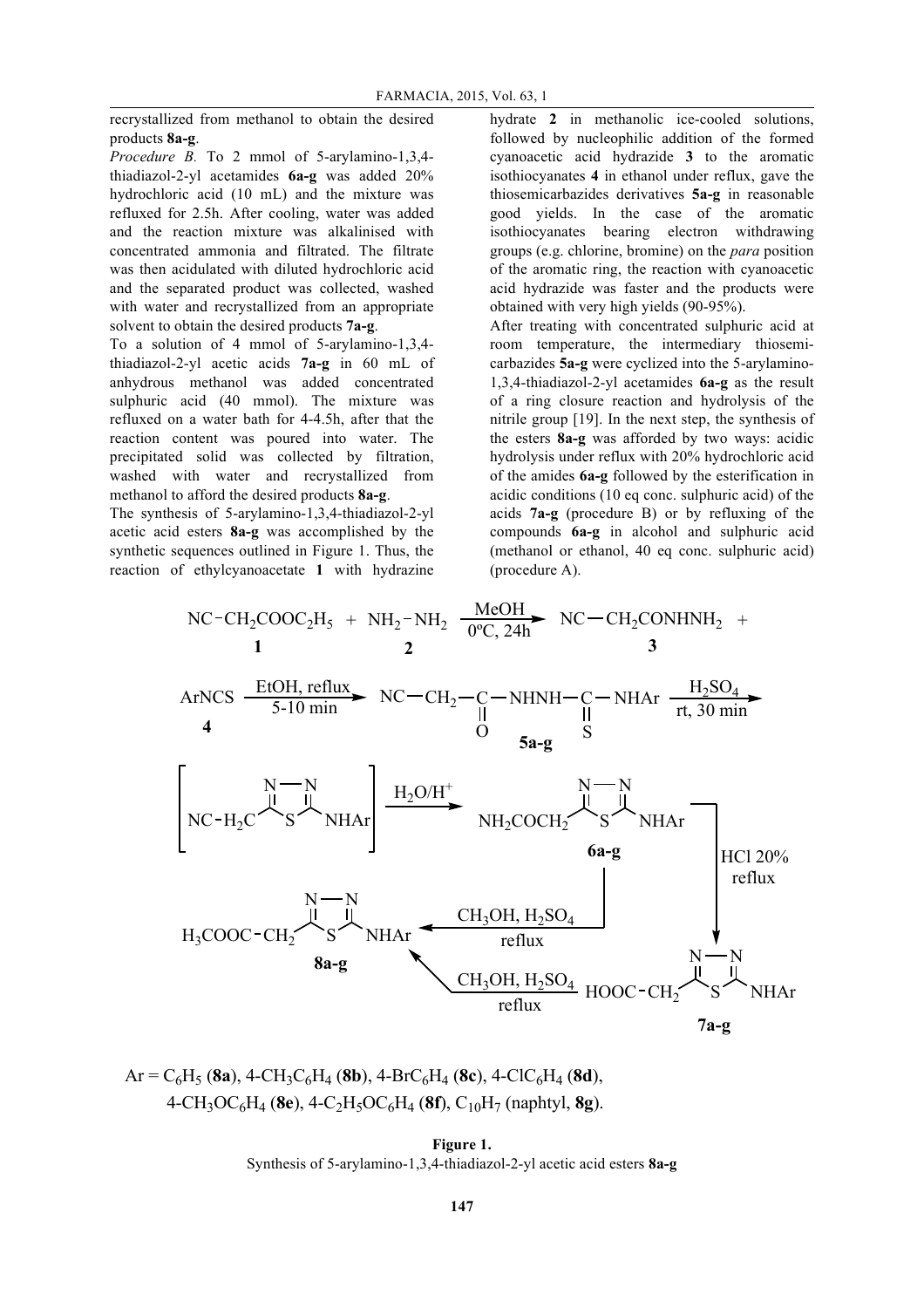recrystallized from methanol to obtain the desired products **8a-g**.

*Procedure B.* To 2 mmol of 5-arylamino-1,3,4-thiadiazol-2-yl acetamides **6a-g** was added 20% hydrochloric acid (10 mL) and the mixture was refluxed for 2.5h. After cooling, water was added and the reaction mixture was alkalinised with concentrated ammonia and filtrated. The filtrate was then acidulated with diluted hydrochloric acid and the separated product was collected, washed with water and recrystallized from an appropriate solvent to obtain the desired products **7a-g**.

To a solution of 4 mmol of 5-arylamino-1,3,4-thiadiazol-2-yl acetic acids **7a-g** in 60 mL of anhydrous methanol was added concentrated sulphuric acid (40 mmol). The mixture was refluxed on a water bath for 4-4.5h, after that the reaction content was poured into water. The precipitated solid was collected by filtration, washed with water and recrystallized from methanol to afford the desired products **8a-g**.

The synthesis of 5-arylamino-1,3,4-thiadiazol-2-yl acetic acid esters **8a-g** was accomplished by the synthetic sequences outlined in Figure 1. Thus, the reaction of ethylcyanoacetate **1** with hydrazine hydrate **2** in methanolic ice-cooled solutions, followed by nucleophilic addition of the formed cyanoacetic acid hydrazide **3** to the aromatic isothiocyanates **4** in ethanol under reflux, gave the thiosemicarbazides derivatives **5a-g** in reasonable good yields. In the case of the aromatic isothiocyanates bearing electron withdrawing groups (e.g. chlorine, bromine) on the *para* position of the aromatic ring, the reaction with cyanoacetic acid hydrazide was faster and the products were obtained with very high yields (90-95%).

After treating with concentrated sulphuric acid at room temperature, the intermediary thiosemicarbazides **5a-g** were cyclized into the 5-arylamino-1,3,4-thiadiazol-2-yl acetamides **6a-g** as the result of a ring closure reaction and hydrolysis of the nitrile group [19]. In the next step, the synthesis of the esters **8a-g** was afforded by two ways: acidic hydrolysis under reflux with 20% hydrochloric acid of the amides **6a-g** followed by the esterification in acidic conditions (10 eq conc. sulphuric acid) of the acids **7a-g** (procedure B) or by refluxing of the compounds **6a-g** in alcohol and sulphuric acid (methanol or ethanol, 40 eq conc. sulphuric acid) (procedure A).

$$NC-CH_2COOC_2H_5 + NH_2-NH_2 \xrightarrow[0^\circ C,\ 24h]{MeOH} NC-CH_2CONHNH_2 +$$

$$ArNCS \xrightarrow[5\text{-}10\ min]{EtOH,\ reflux} NC-CH_2-C(=O)-NHNH-C(=S)-NHAr \xrightarrow[rt,\ 30\ min]{H_2SO_4}$$

$$[NC-H_2C\text{-thiadiazole-NHAr}] \xrightarrow{H_2O/H^+} NH_2COCH_2\text{-thiadiazole-NHAr}\ (\mathbf{6a\text{-}g}) \xrightarrow[reflux]{HCl\ 20\%} HOOC-CH_2\text{-thiadiazole-NHAr}\ (\mathbf{7a\text{-}g})$$

$$\mathbf{6a\text{-}g} \xrightarrow[reflux]{CH_3OH,\ H_2SO_4} H_3COOC-CH_2\text{-thiadiazole-NHAr}\ (\mathbf{8a\text{-}g}); \quad \mathbf{7a\text{-}g} \xrightarrow[reflux]{CH_3OH,\ H_2SO_4} \mathbf{8a\text{-}g}$$

Ar = $C_6H_5$ (**8a**), 4-$CH_3C_6H_4$ (**8b**), 4-$BrC_6H_4$ (**8c**), 4-$ClC_6H_4$ (**8d**), 4-$CH_3OC_6H_4$ (**8e**), 4-$C_2H_5OC_6H_4$ (**8f**), $C_{10}H_7$ (naphtyl, **8g**).

**Figure 1.**
Synthesis of 5-arylamino-1,3,4-thiadiazol-2-yl acetic acid esters **8a-g**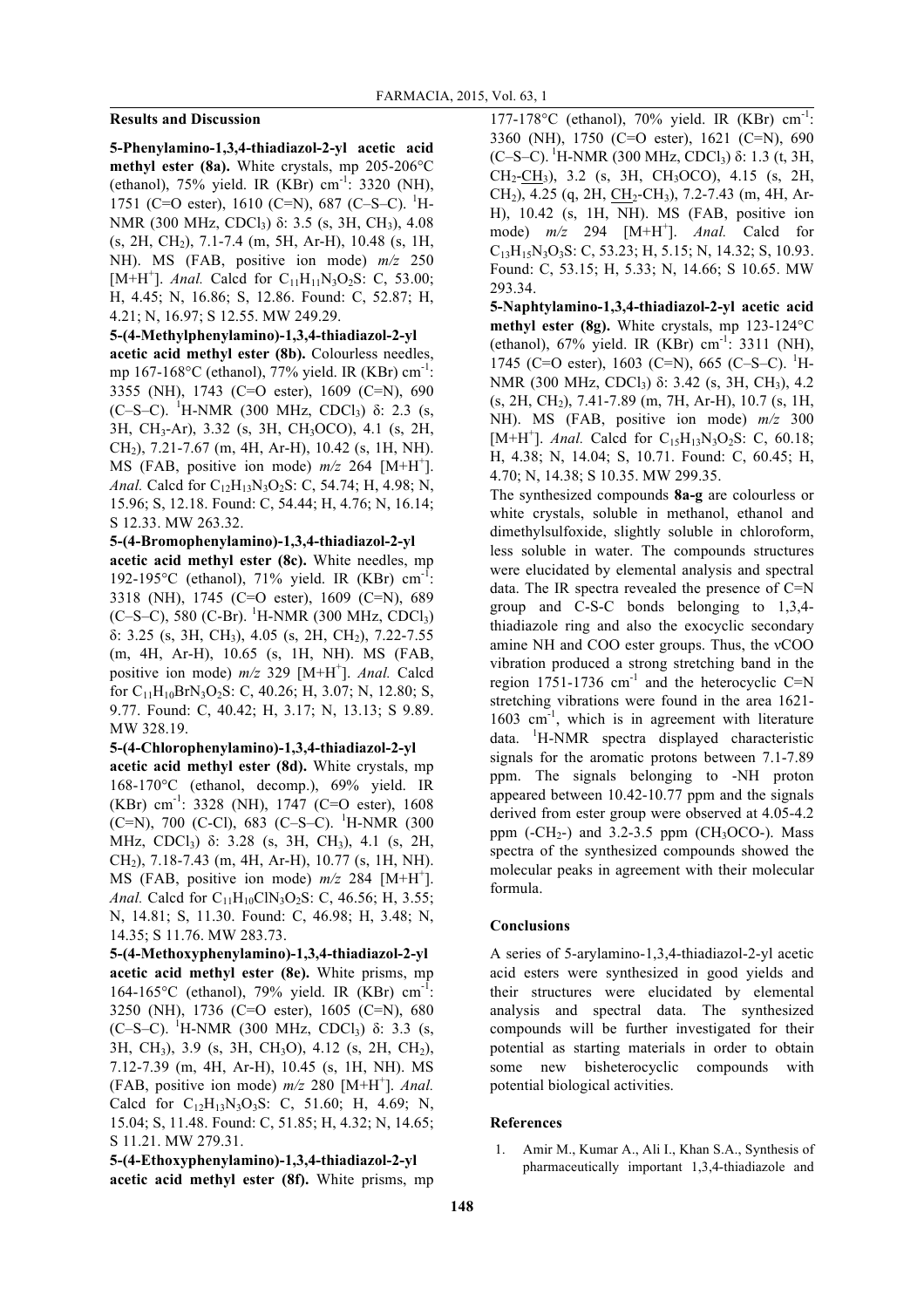## Results and Discussion

**5-Phenylamino-1,3,4-thiadiazol-2-yl acetic acid methyl ester (8a).** White crystals, mp 205-206°C (ethanol), 75% yield. IR (KBr) $cm^{-1}$: 3320 (NH), 1751 (C=O ester), 1610 (C=N), 687 (C–S–C). $^{1}$H-NMR (300 MHz, $CDCl_3$) δ: 3.5 (s, 3H, $CH_3$), 4.08 (s, 2H, $CH_2$), 7.1-7.4 (m, 5H, Ar-H), 10.48 (s, 1H, NH). MS (FAB, positive ion mode) *m/z* 250 $[M+H^+]$. *Anal.* Calcd for $C_{11}H_{11}N_3O_2S$: C, 53.00; H, 4.45; N, 16.86; S, 12.86. Found: C, 52.87; H, 4.21; N, 16.97; S 12.55. MW 249.29.

**5-(4-Methylphenylamino)-1,3,4-thiadiazol-2-yl acetic acid methyl ester (8b).** Colourless needles, mp 167-168°C (ethanol), 77% yield. IR (KBr) $cm^{-1}$: 3355 (NH), 1743 (C=O ester), 1609 (C=N), 690 (C–S–C). $^{1}$H-NMR (300 MHz, $CDCl_3$) δ: 2.3 (s, 3H, $CH_3$-Ar), 3.32 (s, 3H, $CH_3OCO$), 4.1 (s, 2H, $CH_2$), 7.21-7.67 (m, 4H, Ar-H), 10.42 (s, 1H, NH). MS (FAB, positive ion mode) *m/z* 264 $[M+H^+]$. *Anal.* Calcd for $C_{12}H_{13}N_3O_2S$: C, 54.74; H, 4.98; N, 15.96; S, 12.18. Found: C, 54.44; H, 4.76; N, 16.14; S 12.33. MW 263.32.

**5-(4-Bromophenylamino)-1,3,4-thiadiazol-2-yl acetic acid methyl ester (8c).** White needles, mp 192-195°C (ethanol), 71% yield. IR (KBr) $cm^{-1}$: 3318 (NH), 1745 (C=O ester), 1609 (C=N), 689 (C–S–C), 580 (C-Br). $^{1}$H-NMR (300 MHz, $CDCl_3$) δ: 3.25 (s, 3H, $CH_3$), 4.05 (s, 2H, $CH_2$), 7.22-7.55 (m, 4H, Ar-H), 10.65 (s, 1H, NH). MS (FAB, positive ion mode) *m/z* 329 $[M+H^+]$. *Anal.* Calcd for $C_{11}H_{10}BrN_3O_2S$: C, 40.26; H, 3.07; N, 12.80; S, 9.77. Found: C, 40.42; H, 3.17; N, 13.13; S 9.89. MW 328.19.

**5-(4-Chlorophenylamino)-1,3,4-thiadiazol-2-yl acetic acid methyl ester (8d).** White crystals, mp 168-170°C (ethanol, decomp.), 69% yield. IR (KBr) $cm^{-1}$: 3328 (NH), 1747 (C=O ester), 1608 (C=N), 700 (C-Cl), 683 (C–S–C). $^{1}$H-NMR (300 MHz, $CDCl_3$) δ: 3.28 (s, 3H, $CH_3$), 4.1 (s, 2H, $CH_2$), 7.18-7.43 (m, 4H, Ar-H), 10.77 (s, 1H, NH). MS (FAB, positive ion mode) *m/z* 284 $[M+H^+]$. *Anal.* Calcd for $C_{11}H_{10}ClN_3O_2S$: C, 46.56; H, 3.55; N, 14.81; S, 11.30. Found: C, 46.98; H, 3.48; N, 14.35; S 11.76. MW 283.73.

**5-(4-Methoxyphenylamino)-1,3,4-thiadiazol-2-yl acetic acid methyl ester (8e).** White prisms, mp 164-165°C (ethanol), 79% yield. IR (KBr) $cm^{-1}$: 3250 (NH), 1736 (C=O ester), 1605 (C=N), 680 (C–S–C). $^{1}$H-NMR (300 MHz, $CDCl_3$) δ: 3.3 (s, 3H, $CH_3$), 3.9 (s, 3H, $CH_3O$), 4.12 (s, 2H, $CH_2$), 7.12-7.39 (m, 4H, Ar-H), 10.45 (s, 1H, NH). MS (FAB, positive ion mode) *m/z* 280 $[M+H^+]$. *Anal.* Calcd for $C_{12}H_{13}N_3O_3S$: C, 51.60; H, 4.69; N, 15.04; S, 11.48. Found: C, 51.85; H, 4.32; N, 14.65; S 11.21. MW 279.31.

**5-(4-Ethoxyphenylamino)-1,3,4-thiadiazol-2-yl acetic acid methyl ester (8f).** White prisms, mp 177-178°C (ethanol), 70% yield. IR (KBr) $cm^{-1}$: 3360 (NH), 1750 (C=O ester), 1621 (C=N), 690 (C–S–C). $^{1}$H-NMR (300 MHz, $CDCl_3$) δ: 1.3 (t, 3H, $CH_2$-$\underline{CH_3}$), 3.2 (s, 3H, $CH_3OCO$), 4.15 (s, 2H, $CH_2$), 4.25 (q, 2H, $\underline{CH_2}$-$CH_3$), 7.2-7.43 (m, 4H, Ar-H), 10.42 (s, 1H, NH). MS (FAB, positive ion mode) *m/z* 294 $[M+H^+]$. *Anal.* Calcd for $C_{13}H_{15}N_3O_3S$: C, 53.23; H, 5.15; N, 14.32; S, 10.93. Found: C, 53.15; H, 5.33; N, 14.66; S 10.65. MW 293.34.

**5-Naphtylamino-1,3,4-thiadiazol-2-yl acetic acid methyl ester (8g).** White crystals, mp 123-124°C (ethanol), 67% yield. IR (KBr) $cm^{-1}$: 3311 (NH), 1745 (C=O ester), 1603 (C=N), 665 (C–S–C). $^{1}$H-NMR (300 MHz, $CDCl_3$) δ: 3.42 (s, 3H, $CH_3$), 4.2 (s, 2H, $CH_2$), 7.41-7.89 (m, 7H, Ar-H), 10.7 (s, 1H, NH). MS (FAB, positive ion mode) *m/z* 300 $[M+H^+]$. *Anal.* Calcd for $C_{15}H_{13}N_3O_2S$: C, 60.18; H, 4.38; N, 14.04; S, 10.71. Found: C, 60.45; H, 4.70; N, 14.38; S 10.35. MW 299.35.

The synthesized compounds **8a-g** are colourless or white crystals, soluble in methanol, ethanol and dimethylsulfoxide, slightly soluble in chloroform, less soluble in water. The compounds structures were elucidated by elemental analysis and spectral data. The IR spectra revealed the presence of C=N group and C-S-C bonds belonging to 1,3,4-thiadiazole ring and also the exocyclic secondary amine NH and COO ester groups. Thus, the νCOO vibration produced a strong stretching band in the region 1751-1736 $cm^{-1}$ and the heterocyclic C=N stretching vibrations were found in the area 1621-1603 $cm^{-1}$, which is in agreement with literature data. $^{1}$H-NMR spectra displayed characteristic signals for the aromatic protons between 7.1-7.89 ppm. The signals belonging to -NH proton appeared between 10.42-10.77 ppm and the signals derived from ester group were observed at 4.05-4.2 ppm (-$CH_2$-) and 3.2-3.5 ppm ($CH_3OCO$-). Mass spectra of the synthesized compounds showed the molecular peaks in agreement with their molecular formula.

## Conclusions

A series of 5-arylamino-1,3,4-thiadiazol-2-yl acetic acid esters were synthesized in good yields and their structures were elucidated by elemental analysis and spectral data. The synthesized compounds will be further investigated for their potential as starting materials in order to obtain some new bisheterocyclic compounds with potential biological activities.

## References

1. Amir M., Kumar A., Ali I., Khan S.A., Synthesis of pharmaceutically important 1,3,4-thiadiazole and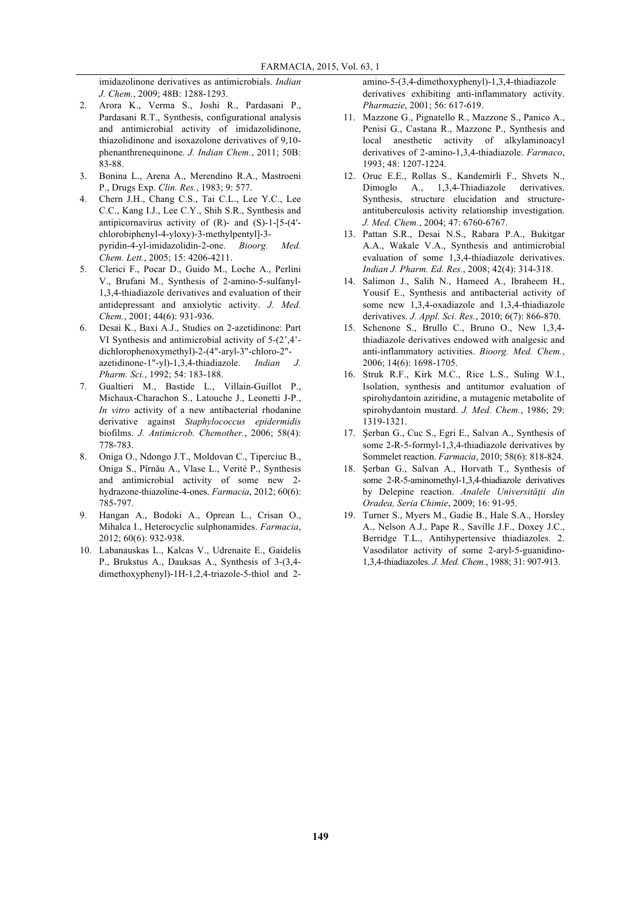imidazolinone derivatives as antimicrobials. *Indian J. Chem.*, 2009; 48B: 1288-1293.

2. Arora K., Verma S., Joshi R., Pardasani P., Pardasani R.T., Synthesis, configurational analysis and antimicrobial activity of imidazolidinone, thiazolidinone and isoxazolone derivatives of 9,10-phenanthrenequinone. *J. Indian Chem.*, 2011; 50B: 83-88.
3. Bonina L., Arena A., Merendino R.A., Mastroeni P., Drugs Exp. *Clin. Res.*, 1983; 9: 577.
4. Chern J.H., Chang C.S., Tai C.L., Lee Y.C., Lee C.C., Kang I.J., Lee C.Y., Shih S.R., Synthesis and antipicornavirus activity of (R)- and (S)-1-[5-(4'-chlorobiphenyl-4-yloxy)-3-methylpentyl]-3-pyridin-4-yl-imidazolidin-2-one. *Bioorg. Med. Chem. Lett.*, 2005; 15: 4206-4211.
5. Clerici F., Pocar D., Guido M., Loche A., Perlini V., Brufani M., Synthesis of 2-amino-5-sulfanyl-1,3,4-thiadiazole derivatives and evaluation of their antidepressant and anxiolytic activity. *J. Med. Chem.*, 2001; 44(6): 931-936.
6. Desai K., Baxi A.J., Studies on 2-azetidinone: Part VI Synthesis and antimicrobial activity of 5-(2',4'-dichlorophenoxymethyl)-2-(4"-aryl-3"-chloro-2"-azetidinone-1"-yl)-1,3,4-thiadiazole. *Indian J. Pharm. Sci.*, 1992; 54: 183-188.
7. Gualtieri M., Bastide L., Villain-Guillot P., Michaux-Charachon S., Latouche J., Leonetti J-P., *In vitro* activity of a new antibacterial rhodanine derivative against *Staphylococcus epidermidis* biofilms. *J. Antimicrob. Chemother.*, 2006; 58(4): 778-783.
8. Oniga O., Ndongo J.T., Moldovan C., Tiperciuc B., Oniga S., Pîrnău A., Vlase L., Verité P., Synthesis and antimicrobial activity of some new 2-hydrazone-thiazoline-4-ones. *Farmacia*, 2012; 60(6): 785-797.
9. Hangan A., Bodoki A., Oprean L., Crisan O., Mihalca I., Heterocyclic sulphonamides. *Farmacia*, 2012; 60(6): 932-938.
10. Labanauskas L., Kalcas V., Udrenaite E., Gaidelis P., Brukstus A., Dauksas A., Synthesis of 3-(3,4-dimethoxyphenyl)-1H-1,2,4-triazole-5-thiol and 2-amino-5-(3,4-dimethoxyphenyl)-1,3,4-thiadiazole derivatives exhibiting anti-inflammatory activity. *Pharmazie*, 2001; 56: 617-619.
11. Mazzone G., Pignatello R., Mazzone S., Panico A., Penisi G., Castana R., Mazzone P., Synthesis and local anesthetic activity of alkylaminoacyl derivatives of 2-amino-1,3,4-thiadiazole. *Farmaco*, 1993; 48: 1207-1224.
12. Oruc E.E., Rollas S., Kandemirli F., Shvets N., Dimoglo A., 1,3,4-Thiadiazole derivatives. Synthesis, structure elucidation and structure-antituberculosis activity relationship investigation. *J. Med. Chem.*, 2004; 47: 6760-6767.
13. Pattan S.R., Desai N.S., Rabara P.A., Bukitgar A.A., Wakale V.A., Synthesis and antimicrobial evaluation of some 1,3,4-thiadiazole derivatives. *Indian J. Pharm. Ed. Res.*, 2008; 42(4): 314-318.
14. Salimon J., Salih N., Hameed A., Ibraheem H., Yousif E., Synthesis and antibacterial activity of some new 1,3,4-oxadiazole and 1,3,4-thiadiazole derivatives. *J. Appl. Sci. Res.*, 2010; 6(7): 866-870.
15. Schenone S., Brullo C., Bruno O., New 1,3,4-thiadiazole derivatives endowed with analgesic and anti-inflammatory activities. *Bioorg. Med. Chem.*, 2006; 14(6): 1698-1705.
16. Struk R.F., Kirk M.C., Rice L.S., Suling W.I., Isolation, synthesis and antitumor evaluation of spirohydantoin aziridine, a mutagenic metabolite of spirohydantoin mustard. *J. Med. Chem.*, 1986; 29: 1319-1321.
17. Şerban G., Cuc S., Egri E., Salvan A., Synthesis of some 2-R-5-formyl-1,3,4-thiadiazole derivatives by Sommelet reaction. *Farmacia*, 2010; 58(6): 818-824.
18. Şerban G., Salvan A., Horvath T., Synthesis of some 2-R-5-aminomethyl-1,3,4-thiadiazole derivatives by Delepine reaction. *Analele Universității din Oradea, Seria Chimie*, 2009; 16: 91-95.
19. Turner S., Myers M., Gadie B., Hale S.A., Horsley A., Nelson A.J., Pape R., Saville J.F., Doxey J.C., Berridge T.L., Antihypertensive thiadiazoles. 2. Vasodilator activity of some 2-aryl-5-guanidino-1,3,4-thiadiazoles. *J. Med. Chem.*, 1988; 31: 907-913.